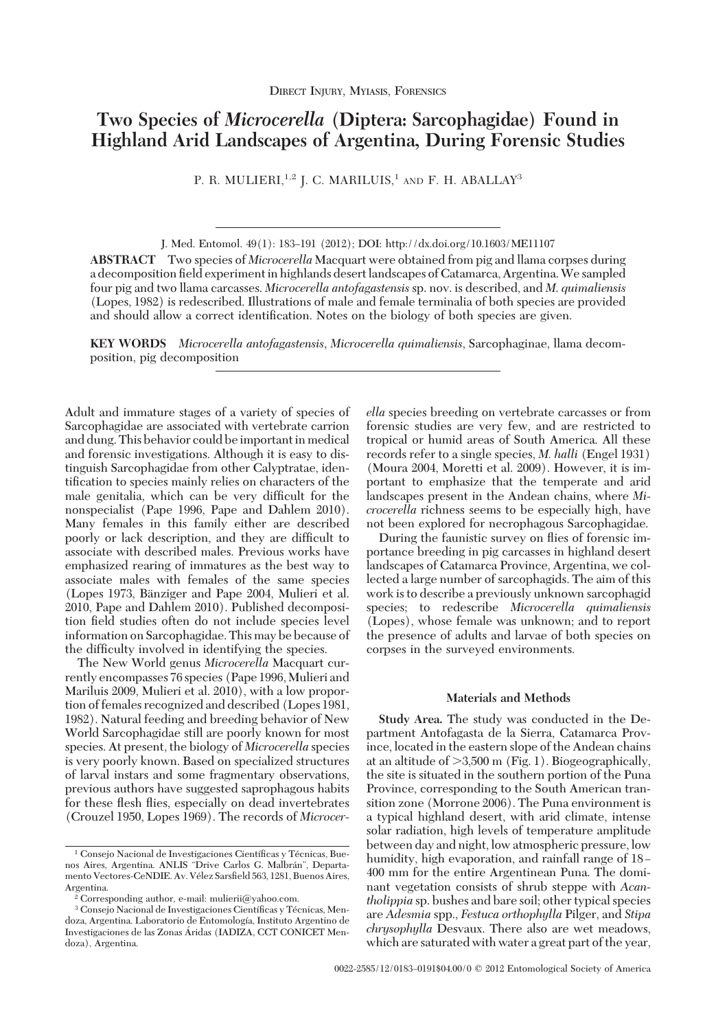Direct Injury, Myiasis, Forensics

# Two Species of *Microcerella* (Diptera: Sarcophagidae) Found in Highland Arid Landscapes of Argentina, During Forensic Studies

P. R. MULIERI,[1,2] J. C. MARILUIS,[1] AND F. H. ABALLAY[3]

J. Med. Entomol. 49(1): 183–191 (2012); DOI: http://dx.doi.org/10.1603/ME11107

**ABSTRACT** Two species of *Microcerella* Macquart were obtained from pig and llama corpses during a decomposition field experiment in highlands desert landscapes of Catamarca, Argentina. We sampled four pig and two llama carcasses. *Microcerella antofagastensis* sp. nov. is described, and *M. quimaliensis* (Lopes, 1982) is redescribed. Illustrations of male and female terminalia of both species are provided and should allow a correct identification. Notes on the biology of both species are given.

**KEY WORDS** *Microcerella antofagastensis*, *Microcerella quimaliensis*, Sarcophaginae, llama decomposition, pig decomposition

Adult and immature stages of a variety of species of Sarcophagidae are associated with vertebrate carrion and dung. This behavior could be important in medical and forensic investigations. Although it is easy to distinguish Sarcophagidae from other Calyptratae, identification to species mainly relies on characters of the male genitalia, which can be very difficult for the nonspecialist (Pape 1996, Pape and Dahlem 2010). Many females in this family either are described poorly or lack description, and they are difficult to associate with described males. Previous works have emphasized rearing of immatures as the best way to associate males with females of the same species (Lopes 1973, Bänziger and Pape 2004, Mulieri et al. 2010, Pape and Dahlem 2010). Published decomposition field studies often do not include species level information on Sarcophagidae. This may be because of the difficulty involved in identifying the species.

The New World genus *Microcerella* Macquart currently encompasses 76 species (Pape 1996, Mulieri and Mariluis 2009, Mulieri et al. 2010), with a low proportion of females recognized and described (Lopes 1981, 1982). Natural feeding and breeding behavior of New World Sarcophagidae still are poorly known for most species. At present, the biology of *Microcerella* species is very poorly known. Based on specialized structures of larval instars and some fragmentary observations, previous authors have suggested saprophagous habits for these flesh flies, especially on dead invertebrates (Crouzel 1950, Lopes 1969). The records of *Microcerella* species breeding on vertebrate carcasses or from forensic studies are very few, and are restricted to tropical or humid areas of South America. All these records refer to a single species, *M. halli* (Engel 1931) (Moura 2004, Moretti et al. 2009). However, it is important to emphasize that the temperate and arid landscapes present in the Andean chains, where *Microcerella* richness seems to be especially high, have not been explored for necrophagous Sarcophagidae.

During the faunistic survey on flies of forensic importance breeding in pig carcasses in highland desert landscapes of Catamarca Province, Argentina, we collected a large number of sarcophagids. The aim of this work is to describe a previously unknown sarcophagid species; to redescribe *Microcerella quimaliensis* (Lopes), whose female was unknown; and to report the presence of adults and larvae of both species on corpses in the surveyed environments.

## Materials and Methods

**Study Area.** The study was conducted in the Department Antofagasta de la Sierra, Catamarca Province, located in the eastern slope of the Andean chains at an altitude of >3,500 m (Fig. 1). Biogeographically, the site is situated in the southern portion of the Puna Province, corresponding to the South American transition zone (Morrone 2006). The Puna environment is a typical highland desert, with arid climate, intense solar radiation, high levels of temperature amplitude between day and night, low atmospheric pressure, low humidity, high evaporation, and rainfall range of 18–400 mm for the entire Argentinean Puna. The dominant vegetation consists of shrub steppe with *Acantholippia* sp. bushes and bare soil; other typical species are *Adesmia* spp., *Festuca orthophylla* Pilger, and *Stipa chrysophylla* Desvaux. There also are wet meadows, which are saturated with water a great part of the year,

[1] Consejo Nacional de Investigaciones Científicas y Técnicas, Buenos Aires, Argentina. ANLIS "Drive Carlos G. Malbrán", Departamento Vectores-CeNDIE. Av. Vélez Sarsfield 563, 1281, Buenos Aires, Argentina.

[2] Corresponding author, e-mail: mulierii@yahoo.com.

[3] Consejo Nacional de Investigaciones Científicas y Técnicas, Mendoza, Argentina. Laboratorio de Entomología, Instituto Argentino de Investigaciones de las Zonas Áridas (IADIZA, CCT CONICET Mendoza), Argentina.

0022-2585/12/0183–0191$04.00/0 © 2012 Entomological Society of America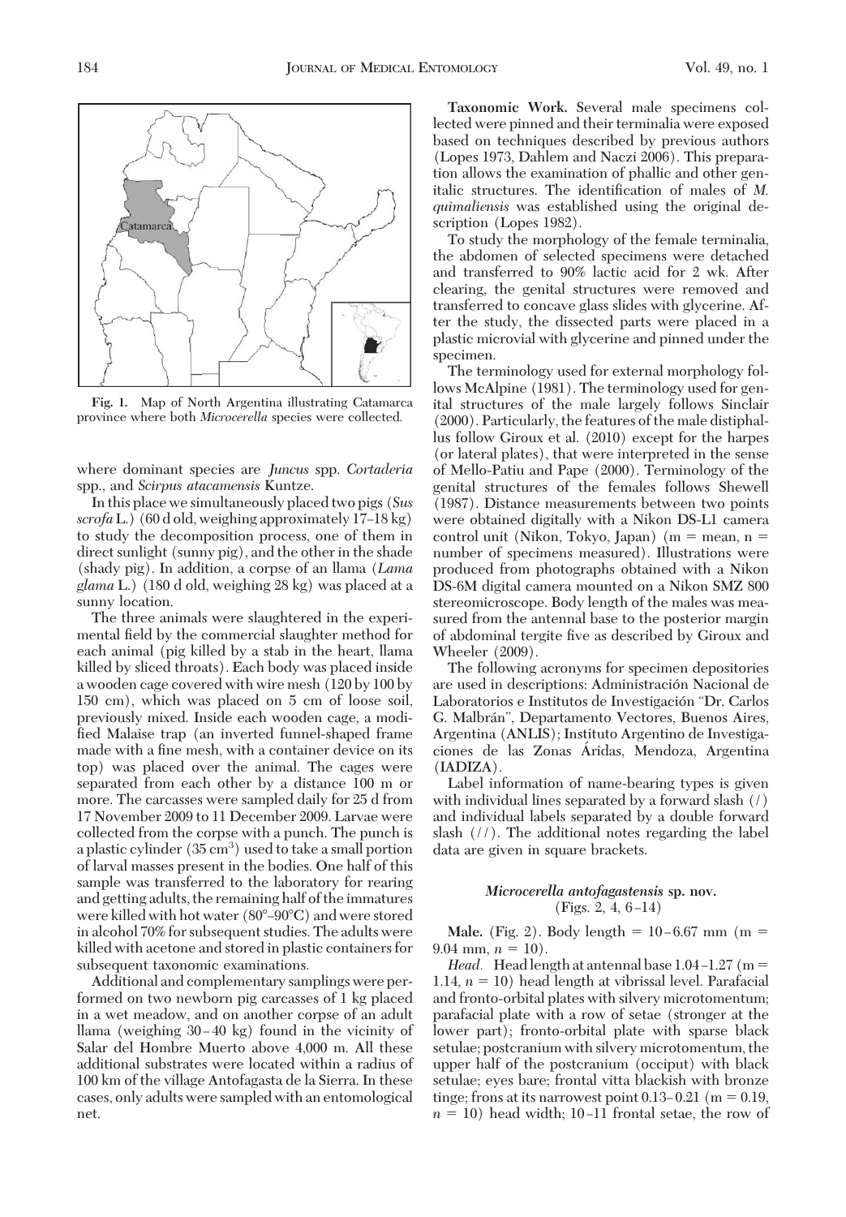Fig. 1. Map of North Argentina illustrating Catamarca province where both *Microcerella* species were collected.

where dominant species are *Juncus* spp. *Cortaderia* spp., and *Scirpus atacamensis* Kuntze.

In this place we simultaneously placed two pigs (*Sus scrofa* L.) (60 d old, weighing approximately 17–18 kg) to study the decomposition process, one of them in direct sunlight (sunny pig), and the other in the shade (shady pig). In addition, a corpse of an llama (*Lama glama* L.) (180 d old, weighing 28 kg) was placed at a sunny location.

The three animals were slaughtered in the experimental field by the commercial slaughter method for each animal (pig killed by a stab in the heart, llama killed by sliced throats). Each body was placed inside a wooden cage covered with wire mesh (120 by 100 by 150 cm), which was placed on 5 cm of loose soil, previously mixed. Inside each wooden cage, a modified Malaise trap (an inverted funnel-shaped frame made with a fine mesh, with a container device on its top) was placed over the animal. The cages were separated from each other by a distance 100 m or more. The carcasses were sampled daily for 25 d from 17 November 2009 to 11 December 2009. Larvae were collected from the corpse with a punch. The punch is a plastic cylinder (35 $cm^3$) used to take a small portion of larval masses present in the bodies. One half of this sample was transferred to the laboratory for rearing and getting adults, the remaining half of the immatures were killed with hot water (80°–90°C) and were stored in alcohol 70% for subsequent studies. The adults were killed with acetone and stored in plastic containers for subsequent taxonomic examinations.

Additional and complementary samplings were performed on two newborn pig carcasses of 1 kg placed in a wet meadow, and on another corpse of an adult llama (weighing 30–40 kg) found in the vicinity of Salar del Hombre Muerto above 4,000 m. All these additional substrates were located within a radius of 100 km of the village Antofagasta de la Sierra. In these cases, only adults were sampled with an entomological net.

**Taxonomic Work.** Several male specimens collected were pinned and their terminalia were exposed based on techniques described by previous authors (Lopes 1973, Dahlem and Naczi 2006). This preparation allows the examination of phallic and other genitalic structures. The identification of males of *M. quimaliensis* was established using the original description (Lopes 1982).

To study the morphology of the female terminalia, the abdomen of selected specimens were detached and transferred to 90% lactic acid for 2 wk. After clearing, the genital structures were removed and transferred to concave glass slides with glycerine. After the study, the dissected parts were placed in a plastic microvial with glycerine and pinned under the specimen.

The terminology used for external morphology follows McAlpine (1981). The terminology used for genital structures of the male largely follows Sinclair (2000). Particularly, the features of the male distiphallus follow Giroux et al. (2010) except for the harpes (or lateral plates), that were interpreted in the sense of Mello-Patiu and Pape (2000). Terminology of the genital structures of the females follows Shewell (1987). Distance measurements between two points were obtained digitally with a Nikon DS-L1 camera control unit (Nikon, Tokyo, Japan) (m = mean, n = number of specimens measured). Illustrations were produced from photographs obtained with a Nikon DS-6M digital camera mounted on a Nikon SMZ 800 stereomicroscope. Body length of the males was measured from the antennal base to the posterior margin of abdominal tergite five as described by Giroux and Wheeler (2009).

The following acronyms for specimen depositories are used in descriptions: Administración Nacional de Laboratorios e Institutos de Investigación "Dr. Carlos G. Malbrán", Departamento Vectores, Buenos Aires, Argentina (ANLIS); Instituto Argentino de Investigaciones de las Zonas Áridas, Mendoza, Argentina (IADIZA).

Label information of name-bearing types is given with individual lines separated by a forward slash (/) and individual labels separated by a double forward slash (//). The additional notes regarding the label data are given in square brackets.

### *Microcerella antofagastensis* sp. nov.
(Figs. 2, 4, 6–14)

**Male.** (Fig. 2). Body length = 10–6.67 mm (m = 9.04 mm, *n* = 10).

*Head.* Head length at antennal base 1.04–1.27 (m = 1.14, *n* = 10) head length at vibrissal level. Parafacial and fronto-orbital plates with silvery microtomentum; parafacial plate with a row of setae (stronger at the lower part); fronto-orbital plate with sparse black setulae; postcranium with silvery microtomentum, the upper half of the postcranium (occiput) with black setulae; eyes bare; frontal vitta blackish with bronze tinge; frons at its narrowest point 0.13–0.21 (m = 0.19, *n* = 10) head width; 10–11 frontal setae, the row of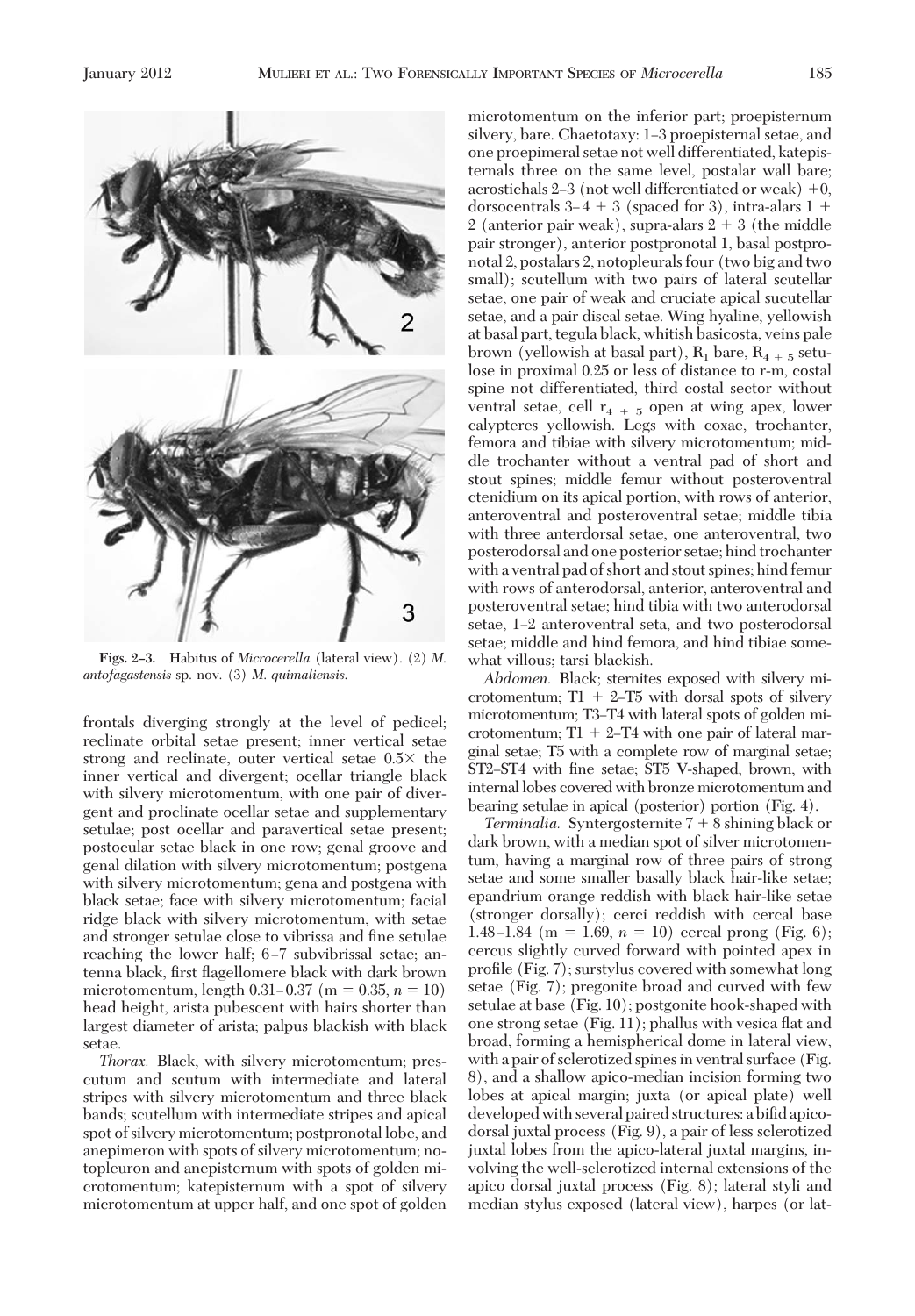Figs. 2–3. Habitus of *Microcerella* (lateral view). (2) *M. antofagastensis* sp. nov. (3) *M. quimaliensis*.

frontals diverging strongly at the level of pedicel; reclinate orbital setae present; inner vertical setae strong and reclinate, outer vertical setae 0.5× the inner vertical and divergent; ocellar triangle black with silvery microtomentum, with one pair of divergent and proclinate ocellar setae and supplementary setulae; post ocellar and paravertical setae present; postocular setae black in one row; genal groove and genal dilation with silvery microtomentum; postgena with silvery microtomentum; gena and postgena with black setae; face with silvery microtomentum; facial ridge black with silvery microtomentum, with setae and stronger setulae close to vibrissa and fine setulae reaching the lower half; 6–7 subvibrissal setae; antenna black, first flagellomere black with dark brown microtomentum, length 0.31–0.37 (m = 0.35, *n* = 10) head height, arista pubescent with hairs shorter than largest diameter of arista; palpus blackish with black setae.

*Thorax.* Black, with silvery microtomentum; prescutum and scutum with intermediate and lateral stripes with silvery microtomentum and three black bands; scutellum with intermediate stripes and apical spot of silvery microtomentum; postpronotal lobe, and anepimeron with spots of silvery microtomentum; notopleuron and anepisternum with spots of golden microtomentum; katepisternum with a spot of silvery microtomentum at upper half, and one spot of golden microtomentum on the inferior part; proepisternum silvery, bare. Chaetotaxy: 1–3 proepisternal setae, and one proepimeral setae not well differentiated, katepisternals three on the same level, postalar wall bare; acrostichals 2–3 (not well differentiated or weak) +0, dorsocentrals 3–4 + 3 (spaced for 3), intra-alars 1 + 2 (anterior pair weak), supra-alars 2 + 3 (the middle pair stronger), anterior postpronotal 1, basal postpronotal 2, postalars 2, notopleurals four (two big and two small); scutellum with two pairs of lateral scutellar setae, one pair of weak and cruciate apical sucutellar setae, and a pair discal setae. Wing hyaline, yellowish at basal part, tegula black, whitish basicosta, veins pale brown (yellowish at basal part), $R_1$ bare, $R_{4+5}$ setulose in proximal 0.25 or less of distance to r-m, costal spine not differentiated, third costal sector without ventral setae, cell $r_{4+5}$ open at wing apex, lower calypteres yellowish. Legs with coxae, trochanter, femora and tibiae with silvery microtomentum; middle trochanter without a ventral pad of short and stout spines; middle femur without posteroventral ctenidium on its apical portion, with rows of anterior, anteroventral and posteroventral setae; middle tibia with three anterdorsal setae, one anteroventral, two posterodorsal and one posterior setae; hind trochanter with a ventral pad of short and stout spines; hind femur with rows of anterodorsal, anterior, anteroventral and posteroventral setae; hind tibia with two anterodorsal setae, 1–2 anteroventral seta, and two posterodorsal setae; middle and hind femora, and hind tibiae somewhat villous; tarsi blackish.

*Abdomen.* Black; sternites exposed with silvery microtomentum; T1 + 2–T5 with dorsal spots of silvery microtomentum; T3–T4 with lateral spots of golden microtomentum; T1 + 2–T4 with one pair of lateral marginal setae; T5 with a complete row of marginal setae; ST2–ST4 with fine setae; ST5 V-shaped, brown, with internal lobes covered with bronze microtomentum and bearing setulae in apical (posterior) portion (Fig. 4).

*Terminalia.* Syntergosternite 7 + 8 shining black or dark brown, with a median spot of silver microtomentum, having a marginal row of three pairs of strong setae and some smaller basally black hair-like setae; epandrium orange reddish with black hair-like setae (stronger dorsally); cerci reddish with cercal base 1.48–1.84 (m = 1.69, *n* = 10) cercal prong (Fig. 6); cercus slightly curved forward with pointed apex in profile (Fig. 7); surstylus covered with somewhat long setae (Fig. 7); pregonite broad and curved with few setulae at base (Fig. 10); postgonite hook-shaped with one strong setae (Fig. 11); phallus with vesica flat and broad, forming a hemispherical dome in lateral view, with a pair of sclerotized spines in ventral surface (Fig. 8), and a shallow apico-median incision forming two lobes at apical margin; juxta (or apical plate) well developed with several paired structures: a bifid apicodorsal juxtal process (Fig. 9), a pair of less sclerotized juxtal lobes from the apico-lateral juxtal margins, involving the well-sclerotized internal extensions of the apico dorsal juxtal process (Fig. 8); lateral styli and median stylus exposed (lateral view), harpes (or lat-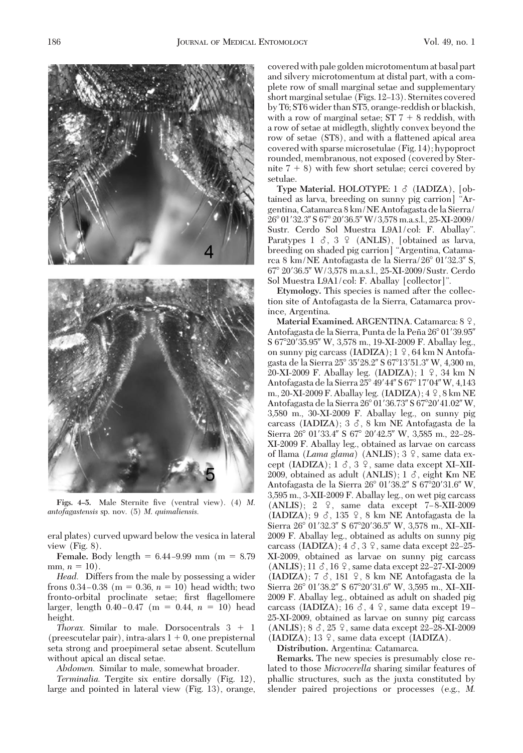Figs. 4–5. Male Sternite five (ventral view). (4) *M. antofagastensis* sp. nov. (5) *M. quimaliensis.*

eral plates) curved upward below the vesica in lateral view (Fig. 8).

**Female.** Body length = 6.44–9.99 mm (m = 8.79 mm, *n* = 10).

*Head.* Differs from the male by possessing a wider frons 0.34–0.38 (m = 0.36, *n* = 10) head width; two fronto-orbital proclinate setae; first flagellomere larger, length 0.40–0.47 (m = 0.44, *n* = 10) head height.

*Thorax.* Similar to male. Dorsocentrals 3 + 1 (preescutelar pair), intra-alars 1 + 0, one prepisternal seta strong and proepimeral setae absent. Scutellum without apical an discal setae.

*Abdomen.* Similar to male, somewhat broader.

*Terminalia.* Tergite six entire dorsally (Fig. 12), large and pointed in lateral view (Fig. 13), orange, covered with pale golden microtomentum at basal part and silvery microtomentum at distal part, with a complete row of small marginal setae and supplementary short marginal setulae (Figs. 12–13). Sternites covered by T6; ST6 wider than ST5, orange-reddish or blackish, with a row of marginal setae; ST 7 + 8 reddish, with a row of setae at midlegth, slightly convex beyond the row of setae (ST8), and with a flattened apical area covered with sparse microsetulae (Fig. 14); hypoproct rounded, membranous, not exposed (covered by Sternite 7 + 8) with few short setulae; cerci covered by setulae.

**Type Material.** HOLOTYPE: 1 ♂ (IADIZA), [obtained as larva, breeding on sunny pig carrion] "Argentina, Catamarca 8 km/NE Antofagasta de la Sierra/ 26° 01′32.3″ S 67° 20′36.5″ W/3,578 m.a.s.l., 25-XI-2009/ Sustr. Cerdo Sol Muestra L9A1/col: F. Aballay". Paratypes 1 ♂, 3 ♀ (ANLIS), [obtained as larva, breeding on shaded pig carrion] "Argentina, Catamarca 8 km/NE Antofagasta de la Sierra/26° 01′32.3″ S, 67° 20′36.5″ W/3,578 m.a.s.l., 25-XI-2009/Sustr. Cerdo Sol Muestra L9A1/col: F. Aballay [collector]".

**Etymology.** This species is named after the collection site of Antofagasta de la Sierra, Catamarca province, Argentina.

**Material Examined.** ARGENTINA. Catamarca: 8 ♀, Antofagasta de la Sierra, Punta de la Peña 26° 01′39.95″ S 67°20′35.95″ W, 3,578 m., 19-XI-2009 F. Aballay leg., on sunny pig carcass (IADIZA); 1 ♀, 64 km N Antofagasta de la Sierra 25° 35′28.2″ S 67°13′51.3″ W, 4,300 m, 20-XI-2009 F. Aballay leg. (IADIZA); 1 ♀, 34 km N Antofagasta de la Sierra 25° 49′44″ S 67° 17′04″ W, 4,143 m., 20-XI-2009 F. Aballay leg. (IADIZA); 4 ♀, 8 km NE Antofagasta de la Sierra 26° 01′36.73″ S 67°20′41.02″ W, 3,580 m., 30-XI-2009 F. Aballay leg., on sunny pig carcass (IADIZA); 3 ♂, 8 km NE Antofagasta de la Sierra 26° 01′33.4″ S 67° 20′42.5″ W, 3,585 m., 22–28-XI-2009 F. Aballay leg., obtained as larvae on carcass of llama (*Lama glama*) (ANLIS); 3 ♀, same data except (IADIZA); 1 ♂, 3 ♀, same data except XI–XII-2009, obtained as adult (ANLIS); 1 ♂, eight Km NE Antofagasta de la Sierra 26° 01′38.2″ S 67°20′31.6″ W, 3,595 m., 3-XII-2009 F. Aballay leg., on wet pig carcass (ANLIS); 2 ♀, same data except 7–8-XII-2009 (IADIZA); 9 ♂, 135 ♀, 8 km NE Antofagasta de la Sierra 26° 01′32.3″ S 67°20′36.5″ W, 3,578 m., XI–XII-2009 F. Aballay leg., obtained as adults on sunny pig carcass (IADIZA); 4 ♂, 3 ♀, same data except 22–25-XI-2009, obtained as larvae on sunny pig carcass (ANLIS); 11 ♂, 16 ♀, same data except 22–27-XI-2009 (IADIZA); 7 ♂, 181 ♀, 8 km NE Antofagasta de la Sierra 26° 01′38.2″ S 67°20′31.6″ W, 3,595 m., XI–XII-2009 F. Aballay leg., obtained as adult on shaded pig carcass (IADIZA); 16 ♂, 4 ♀, same data except 19–25-XI-2009, obtained as larvae on sunny pig carcass (ANLIS); 8 ♂, 25 ♀, same data except 22–28-XI-2009 (IADIZA); 13 ♀, same data except (IADIZA).

**Distribution.** Argentina: Catamarca.

**Remarks.** The new species is presumably close related to those *Microcerella* sharing similar features of phallic structures, such as the juxta constituted by slender paired projections or processes (e.g., *M.*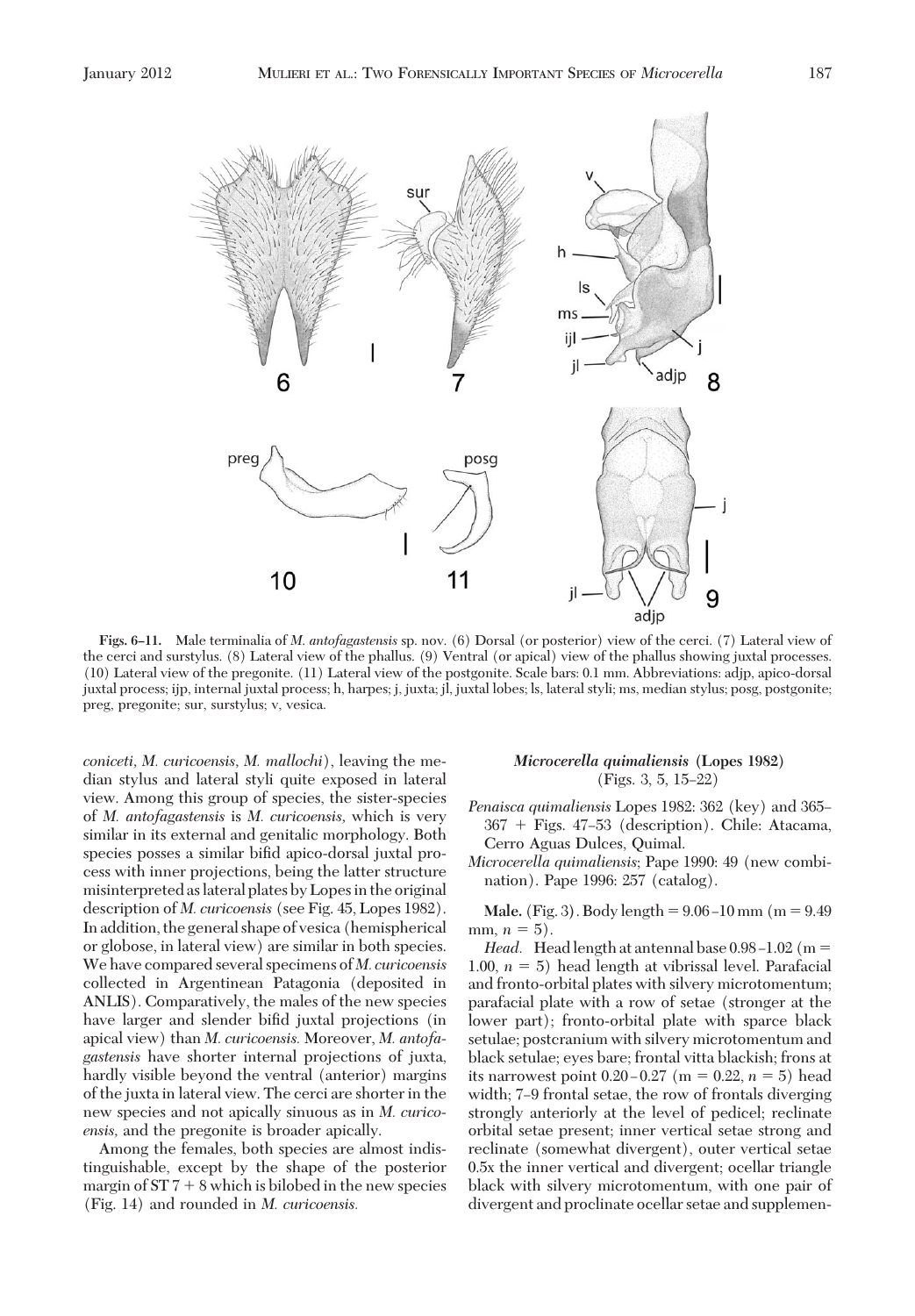**Figs. 6–11.** Male terminalia of *M. antofagastensis* sp. nov. (6) Dorsal (or posterior) view of the cerci. (7) Lateral view of the cerci and surstylus. (8) Lateral view of the phallus. (9) Ventral (or apical) view of the phallus showing juxtal processes. (10) Lateral view of the pregonite. (11) Lateral view of the postgonite. Scale bars: 0.1 mm. Abbreviations: adjp, apico-dorsal juxtal process; ijp, internal juxtal process; h, harpes; j, juxta; jl, juxtal lobes; ls, lateral styli; ms, median stylus; posg, postgonite; preg, pregonite; sur, surstylus; v, vesica.

*coniceti*, *M. curicoensis*, *M. mallochi*), leaving the median stylus and lateral styli quite exposed in lateral view. Among this group of species, the sister-species of *M. antofagastensis* is *M. curicoensis*, which is very similar in its external and genitalic morphology. Both species posses a similar bifid apico-dorsal juxtal process with inner projections, being the latter structure misinterpreted as lateral plates by Lopes in the original description of *M. curicoensis* (see Fig. 45, Lopes 1982). In addition, the general shape of vesica (hemispherical or globose, in lateral view) are similar in both species. We have compared several specimens of *M. curicoensis* collected in Argentinean Patagonia (deposited in ANLIS). Comparatively, the males of the new species have larger and slender bifid juxtal projections (in apical view) than *M. curicoensis*. Moreover, *M. antofagastensis* have shorter internal projections of juxta, hardly visible beyond the ventral (anterior) margins of the juxta in lateral view. The cerci are shorter in the new species and not apically sinuous as in *M. curicoensis*, and the pregonite is broader apically.

Among the females, both species are almost indistinguishable, except by the shape of the posterior margin of ST 7 + 8 which is bilobed in the new species (Fig. 14) and rounded in *M. curicoensis*.

### *Microcerella quimaliensis* (Lopes 1982)
(Figs. 3, 5, 15–22)

*Penaisca quimaliensis* Lopes 1982: 362 (key) and 365–367 + Figs. 47–53 (description). Chile: Atacama, Cerro Aguas Dulces, Quimal.

*Microcerella quimaliensis*; Pape 1990: 49 (new combination). Pape 1996: 257 (catalog).

**Male.** (Fig. 3). Body length = 9.06–10 mm (m = 9.49 mm, $n = 5$).

*Head.* Head length at antennal base 0.98–1.02 (m = 1.00, $n = 5$) head length at vibrissal level. Parafacial and fronto-orbital plates with silvery microtomentum; parafacial plate with a row of setae (stronger at the lower part); fronto-orbital plate with sparce black setulae; postcranium with silvery microtomentum and black setulae; eyes bare; frontal vitta blackish; frons at its narrowest point 0.20–0.27 (m = 0.22, $n = 5$) head width; 7–9 frontal setae, the row of frontals diverging strongly anteriorly at the level of pedicel; reclinate orbital setae present; inner vertical setae strong and reclinate (somewhat divergent), outer vertical setae 0.5x the inner vertical and divergent; ocellar triangle black with silvery microtomentum, with one pair of divergent and proclinate ocellar setae and supplemen-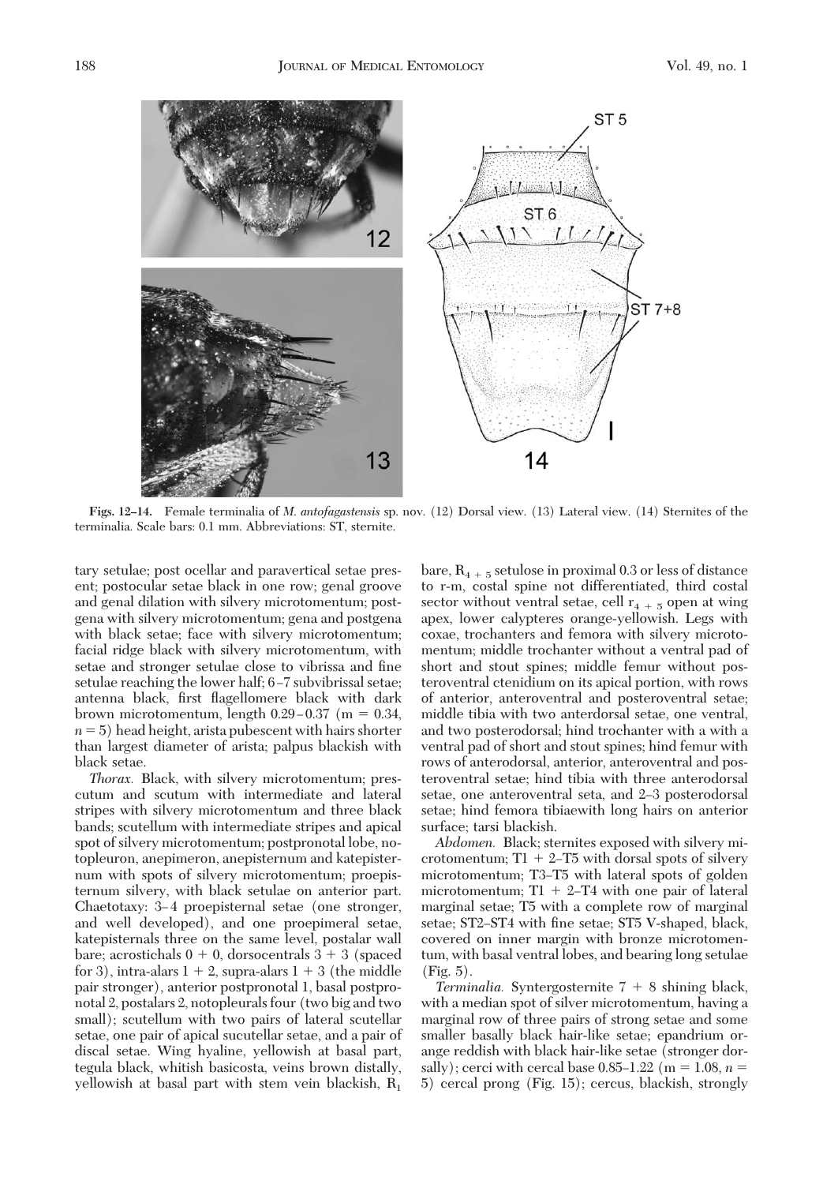**Figs. 12–14.** Female terminalia of *M. antofagastensis* sp. nov. (12) Dorsal view. (13) Lateral view. (14) Sternites of the terminalia. Scale bars: 0.1 mm. Abbreviations: ST, sternite.

tary setulae; post ocellar and paravertical setae present; postocular setae black in one row; genal groove and genal dilation with silvery microtomentum; postgena with silvery microtomentum; gena and postgena with black setae; face with silvery microtomentum; facial ridge black with silvery microtomentum, with setae and stronger setulae close to vibrissa and fine setulae reaching the lower half; 6–7 subvibrissal setae; antenna black, first flagellomere black with dark brown microtomentum, length 0.29–0.37 (m = 0.34, $n = 5$) head height, arista pubescent with hairs shorter than largest diameter of arista; palpus blackish with black setae.

*Thorax.* Black, with silvery microtomentum; prescutum and scutum with intermediate and lateral stripes with silvery microtomentum and three black bands; scutellum with intermediate stripes and apical spot of silvery microtomentum; postpronotal lobe, notopleuron, anepimeron, anepisternum and katepisternum with spots of silvery microtomentum; proepisternum silvery, with black setulae on anterior part. Chaetotaxy: 3–4 proepisternal setae (one stronger, and well developed), and one proepimeral setae, katepisternals three on the same level, postalar wall bare; acrostichals 0 + 0, dorsocentrals 3 + 3 (spaced for 3), intra-alars 1 + 2, supra-alars 1 + 3 (the middle pair stronger), anterior postpronotal 1, basal postpronotal 2, postalars 2, notopleurals four (two big and two small); scutellum with two pairs of lateral scutellar setae, one pair of apical sucutellar setae, and a pair of discal setae. Wing hyaline, yellowish at basal part, tegula black, whitish basicosta, veins brown distally, yellowish at basal part with stem vein blackish, $R_1$ bare, $R_{4+5}$ setulose in proximal 0.3 or less of distance to r-m, costal spine not differentiated, third costal sector without ventral setae, cell $r_{4+5}$ open at wing apex, lower calypteres orange-yellowish. Legs with coxae, trochanters and femora with silvery microtomentum; middle trochanter without a ventral pad of short and stout spines; middle femur without posteroventral ctenidium on its apical portion, with rows of anterior, anteroventral and posteroventral setae; middle tibia with two anterdorsal setae, one ventral, and two posterodorsal; hind trochanter with a with a ventral pad of short and stout spines; hind femur with rows of anterodorsal, anterior, anteroventral and posteroventral setae; hind tibia with three anterodorsal setae, one anteroventral seta, and 2–3 posterodorsal setae; hind femora tibiaewith long hairs on anterior surface; tarsi blackish.

*Abdomen.* Black; sternites exposed with silvery microtomentum; T1 + 2–T5 with dorsal spots of silvery microtomentum; T3–T5 with lateral spots of golden microtomentum; T1 + 2–T4 with one pair of lateral marginal setae; T5 with a complete row of marginal setae; ST2–ST4 with fine setae; ST5 V-shaped, black, covered on inner margin with bronze microtomentum, with basal ventral lobes, and bearing long setulae (Fig. 5).

*Terminalia.* Syntergosternite 7 + 8 shining black, with a median spot of silver microtomentum, having a marginal row of three pairs of strong setae and some smaller basally black hair-like setae; epandrium orange reddish with black hair-like setae (stronger dorsally); cerci with cercal base 0.85–1.22 (m = 1.08, $n = 5$) cercal prong (Fig. 15); cercus, blackish, strongly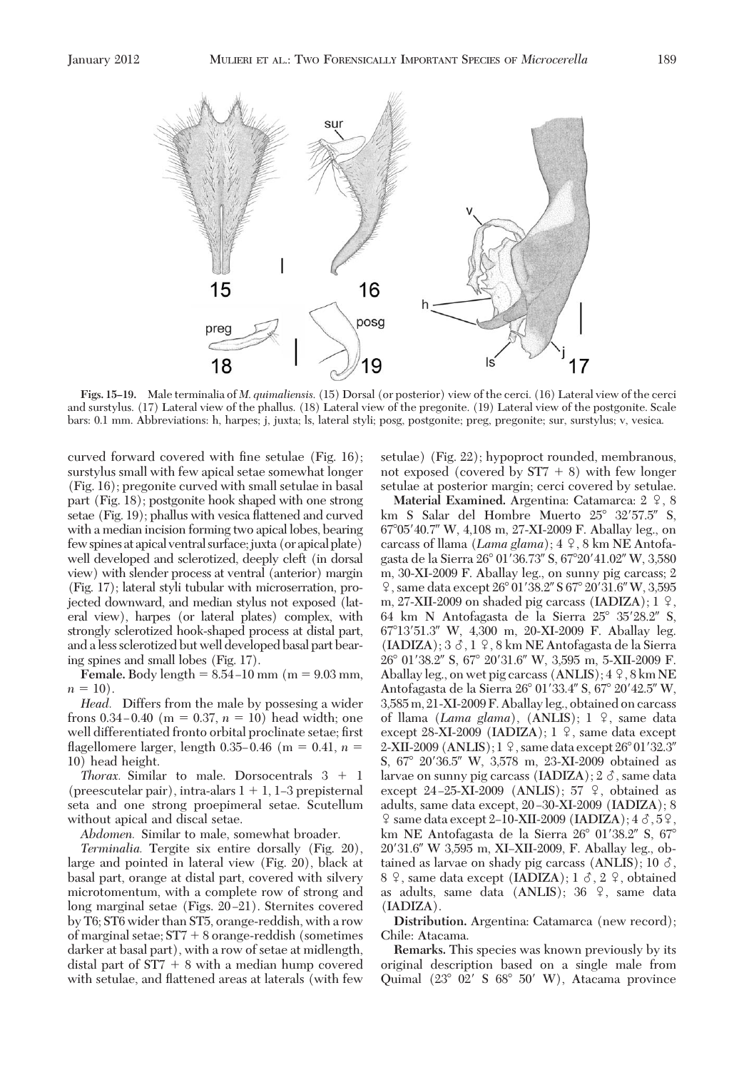Figs. 15–19. Male terminalia of *M. quimaliensis*. (15) Dorsal (or posterior) view of the cerci. (16) Lateral view of the cerci and surstylus. (17) Lateral view of the phallus. (18) Lateral view of the pregonite. (19) Lateral view of the postgonite. Scale bars: 0.1 mm. Abbreviations: h, harpes; j, juxta; ls, lateral styli; posg, postgonite; preg, pregonite; sur, surstylus; v, vesica.

curved forward covered with fine setulae (Fig. 16); surstylus small with few apical setae somewhat longer (Fig. 16); pregonite curved with small setulae in basal part (Fig. 18); postgonite hook shaped with one strong setae (Fig. 19); phallus with vesica flattened and curved with a median incision forming two apical lobes, bearing few spines at apical ventral surface; juxta (or apical plate) well developed and sclerotized, deeply cleft (in dorsal view) with slender process at ventral (anterior) margin (Fig. 17); lateral styli tubular with microserration, projected downward, and median stylus not exposed (lateral view), harpes (or lateral plates) complex, with strongly sclerotized hook-shaped process at distal part, and a less sclerotized but well developed basal part bearing spines and small lobes (Fig. 17).

**Female.** Body length = 8.54–10 mm (m = 9.03 mm, $n = 10$).

*Head.* Differs from the male by possesing a wider frons 0.34–0.40 (m = 0.37, $n = 10$) head width; one well differentiated fronto orbital proclinate setae; first flagellomere larger, length 0.35–0.46 (m = 0.41, $n = 10$) head height.

*Thorax.* Similar to male. Dorsocentrals 3 + 1 (preescutelar pair), intra-alars 1 + 1, 1–3 prepisternal seta and one strong proepimeral setae. Scutellum without apical and discal setae.

*Abdomen.* Similar to male, somewhat broader.

*Terminalia.* Tergite six entire dorsally (Fig. 20), large and pointed in lateral view (Fig. 20), black at basal part, orange at distal part, covered with silvery microtomentum, with a complete row of strong and long marginal setae (Figs. 20–21). Sternites covered by T6; ST6 wider than ST5, orange-reddish, with a row of marginal setae; ST7 + 8 orange-reddish (sometimes darker at basal part), with a row of setae at midlength, distal part of ST7 + 8 with a median hump covered with setulae, and flattened areas at laterals (with few setulae) (Fig. 22); hypoproct rounded, membranous, not exposed (covered by ST7 + 8) with few longer setulae at posterior margin; cerci covered by setulae.

**Material Examined.** Argentina: Catamarca: 2 ♀, 8 km S Salar del Hombre Muerto 25° 32′57.5″ S, 67°05′40.7″ W, 4,108 m, 27-XI-2009 F. Aballay leg., on carcass of llama (*Lama glama*); 4 ♀, 8 km NE Antofagasta de la Sierra 26° 01′36.73″ S, 67°20′41.02″ W, 3,580 m, 30-XI-2009 F. Aballay leg., on sunny pig carcass; 2 ♀, same data except 26° 01′38.2″ S 67° 20′31.6″ W, 3,595 m, 27-XII-2009 on shaded pig carcass (**IADIZA**); 1 ♀, 64 km N Antofagasta de la Sierra 25° 35′28.2″ S, 67°13′51.3″ W, 4,300 m, 20-XI-2009 F. Aballay leg. (**IADIZA**); 3 ♂, 1 ♀, 8 km NE Antofagasta de la Sierra 26° 01′38.2″ S, 67° 20′31.6″ W, 3,595 m, 5-XII-2009 F. Aballay leg., on wet pig carcass (**ANLIS**); 4 ♀, 8 km NE Antofagasta de la Sierra 26° 01′33.4″ S, 67° 20′42.5″ W, 3,585 m, 21-XI-2009 F. Aballay leg., obtained on carcass of llama (*Lama glama*), (**ANLIS**); 1 ♀, same data except 28-XI-2009 (**IADIZA**); 1 ♀, same data except 2-XII-2009 (**ANLIS**); 1 ♀, same data except 26° 01′32.3″ S, 67° 20′36.5″ W, 3,578 m, 23-XI-2009 obtained as larvae on sunny pig carcass (**IADIZA**); 2 ♂, same data except 24–25-XI-2009 (**ANLIS**); 57 ♀, obtained as adults, same data except, 20–30-XI-2009 (**IADIZA**); 8 ♀ same data except 2–10-XII-2009 (**IADIZA**); 4 ♂, 5 ♀, km NE Antofagasta de la Sierra 26° 01′38.2″ S, 67° 20′31.6″ W 3,595 m, XI–XII-2009, F. Aballay leg., obtained as larvae on shady pig carcass (**ANLIS**); 10 ♂, 8 ♀, same data except (**IADIZA**); 1 ♂, 2 ♀, obtained as adults, same data (**ANLIS**); 36 ♀, same data (**IADIZA**).

**Distribution.** Argentina: Catamarca (new record); Chile: Atacama.

**Remarks.** This species was known previously by its original description based on a single male from Quimal (23° 02′ S 68° 50′ W), Atacama province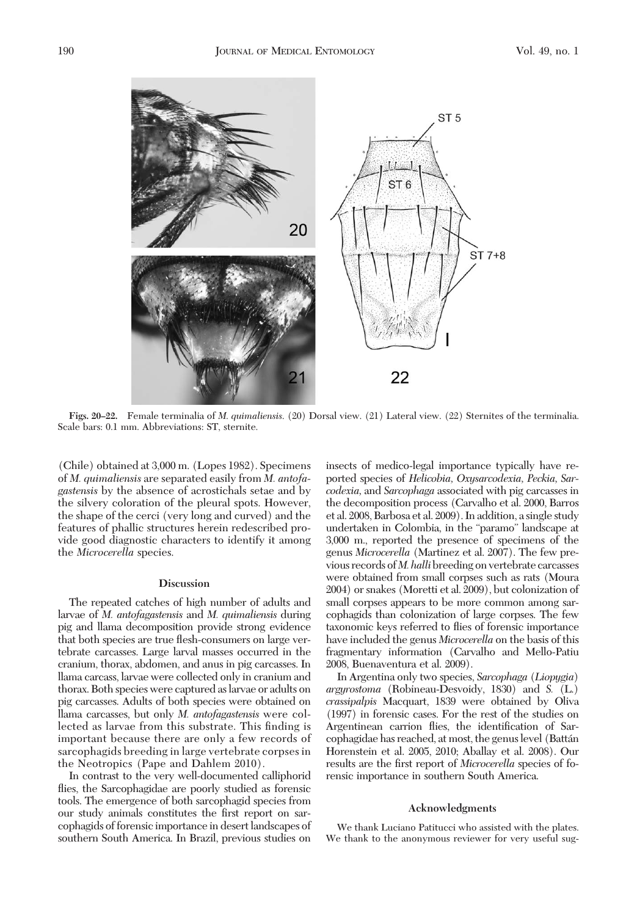Figs. 20–22. Female terminalia of *M. quimaliensis*. (20) Dorsal view. (21) Lateral view. (22) Sternites of the terminalia. Scale bars: 0.1 mm. Abbreviations: ST, sternite.

(Chile) obtained at 3,000 m. (Lopes 1982). Specimens of *M. quimaliensis* are separated easily from *M. antofagastensis* by the absence of acrostichals setae and by the silvery coloration of the pleural spots. However, the shape of the cerci (very long and curved) and the features of phallic structures herein redescribed provide good diagnostic characters to identify it among the *Microcerella* species.

## Discussion

The repeated catches of high number of adults and larvae of *M. antofagastensis* and *M. quimaliensis* during pig and llama decomposition provide strong evidence that both species are true flesh-consumers on large vertebrate carcasses. Large larval masses occurred in the cranium, thorax, abdomen, and anus in pig carcasses. In llama carcass, larvae were collected only in cranium and thorax. Both species were captured as larvae or adults on pig carcasses. Adults of both species were obtained on llama carcasses, but only *M. antofagastensis* were collected as larvae from this substrate. This finding is important because there are only a few records of sarcophagids breeding in large vertebrate corpses in the Neotropics (Pape and Dahlem 2010).

In contrast to the very well-documented calliphorid flies, the Sarcophagidae are poorly studied as forensic tools. The emergence of both sarcophagid species from our study animals constitutes the first report on sarcophagids of forensic importance in desert landscapes of southern South America. In Brazil, previous studies on insects of medico-legal importance typically have reported species of *Helicobia, Oxysarcodexia, Peckia, Sarcodexia,* and *Sarcophaga* associated with pig carcasses in the decomposition process (Carvalho et al. 2000, Barros et al. 2008, Barbosa et al. 2009). In addition, a single study undertaken in Colombia, in the "paramo" landscape at 3,000 m., reported the presence of specimens of the genus *Microcerella* (Martinez et al. 2007). The few previous records of *M. halli* breeding on vertebrate carcasses were obtained from small corpses such as rats (Moura 2004) or snakes (Moretti et al. 2009), but colonization of small corpses appears to be more common among sarcophagids than colonization of large corpses. The few taxonomic keys referred to flies of forensic importance have included the genus *Microcerella* on the basis of this fragmentary information (Carvalho and Mello-Patiu 2008, Buenaventura et al. 2009).

In Argentina only two species, *Sarcophaga* (*Liopygia*) *argyrostoma* (Robineau-Desvoidy, 1830) and *S.* (*L.*) *crassipalpis* Macquart, 1839 were obtained by Oliva (1997) in forensic cases. For the rest of the studies on Argentinean carrion flies, the identification of Sarcophagidae has reached, at most, the genus level (Battán Horenstein et al. 2005, 2010; Aballay et al. 2008). Our results are the first report of *Microcerella* species of forensic importance in southern South America.

## Acknowledgments

We thank Luciano Patitucci who assisted with the plates. We thank to the anonymous reviewer for very useful sug-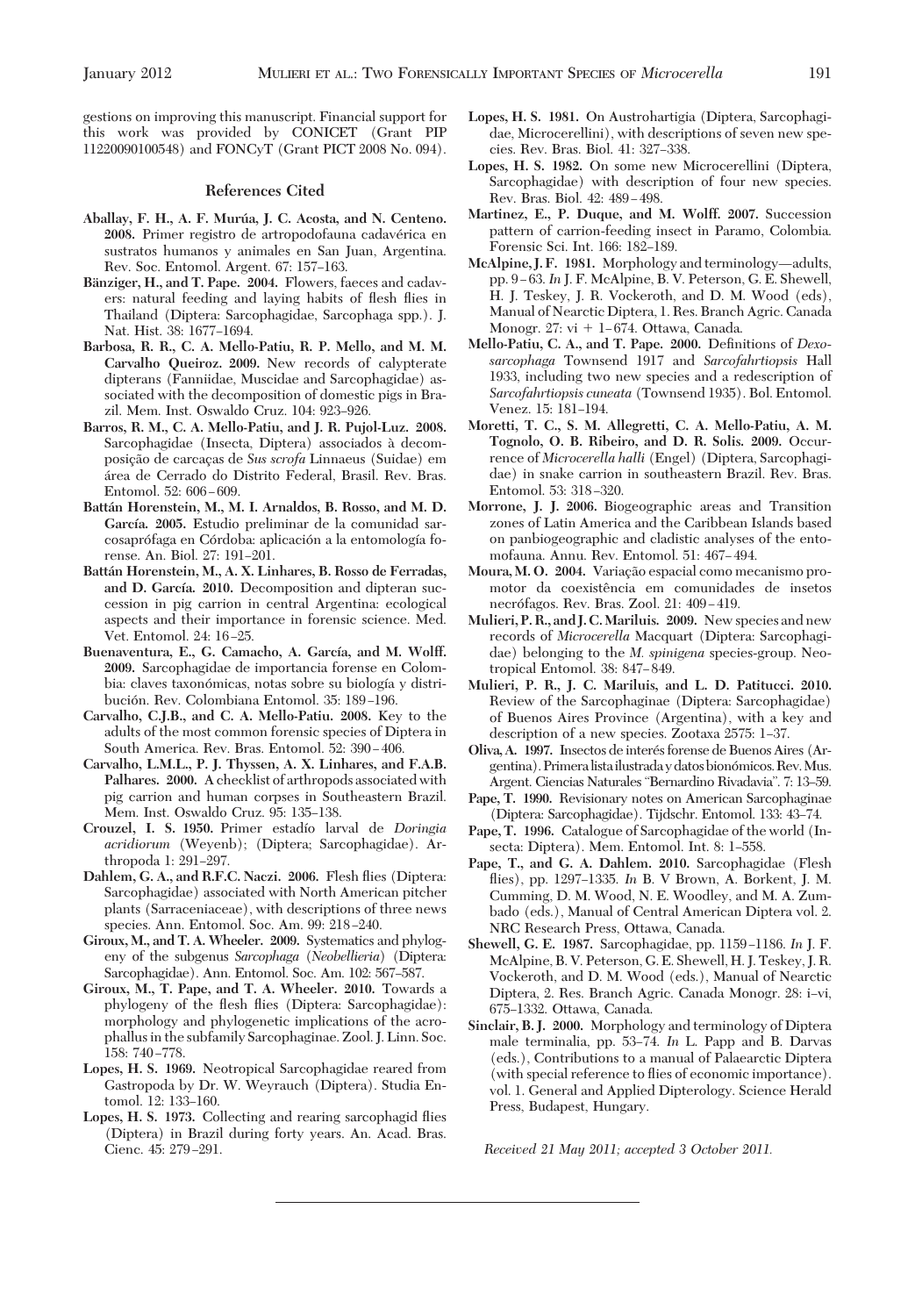gestions on improving this manuscript. Financial support for this work was provided by CONICET (Grant PIP 11220090100548) and FONCyT (Grant PICT 2008 No. 094).

## References Cited

**Aballay, F. H., A. F. Murúa, J. C. Acosta, and N. Centeno. 2008.** Primer registro de artropodofauna cadavérica en sustratos humanos y animales en San Juan, Argentina. Rev. Soc. Entomol. Argent. 67: 157–163.

**Bänziger, H., and T. Pape. 2004.** Flowers, faeces and cadavers: natural feeding and laying habits of flesh flies in Thailand (Diptera: Sarcophagidae, Sarcophaga spp.). J. Nat. Hist. 38: 1677–1694.

**Barbosa, R. R., C. A. Mello-Patiu, R. P. Mello, and M. M. Carvalho Queiroz. 2009.** New records of calypterate dipterans (Fanniidae, Muscidae and Sarcophagidae) associated with the decomposition of domestic pigs in Brazil. Mem. Inst. Oswaldo Cruz. 104: 923–926.

**Barros, R. M., C. A. Mello-Patiu, and J. R. Pujol-Luz. 2008.** Sarcophagidae (Insecta, Diptera) associados à decomposição de carcaças de *Sus scrofa* Linnaeus (Suidae) em área de Cerrado do Distrito Federal, Brasil. Rev. Bras. Entomol. 52: 606–609.

**Battán Horenstein, M., M. I. Arnaldos, B. Rosso, and M. D. García. 2005.** Estudio preliminar de la comunidad sarcosapròfaga en Córdoba: aplicación a la entomología forense. An. Biol. 27: 191–201.

**Battán Horenstein, M., A. X. Linhares, B. Rosso de Ferradas, and D. García. 2010.** Decomposition and dipteran succession in pig carrion in central Argentina: ecological aspects and their importance in forensic science. Med. Vet. Entomol. 24: 16–25.

**Buenaventura, E., G. Camacho, A. García, and M. Wolff. 2009.** Sarcophagidae de importancia forense en Colombia: claves taxonómicas, notas sobre su biología y distribución. Rev. Colombiana Entomol. 35: 189–196.

**Carvalho, C.J.B., and C. A. Mello-Patiu. 2008.** Key to the adults of the most common forensic species of Diptera in South America. Rev. Bras. Entomol. 52: 390–406.

**Carvalho, L.M.L., P. J. Thyssen, A. X. Linhares, and F.A.B. Palhares. 2000.** A checklist of arthropods associated with pig carrion and human corpses in Southeastern Brazil. Mem. Inst. Oswaldo Cruz. 95: 135–138.

**Crouzel, I. S. 1950.** Primer estadío larval de *Doringia acridiorum* (Weyenb); (Diptera; Sarcophagidae). Arthropoda 1: 291–297.

**Dahlem, G. A., and R.F.C. Naczi. 2006.** Flesh flies (Diptera: Sarcophagidae) associated with North American pitcher plants (Sarraceniaceae), with descriptions of three news species. Ann. Entomol. Soc. Am. 99: 218–240.

**Giroux, M., and T. A. Wheeler. 2009.** Systematics and phylogeny of the subgenus *Sarcophaga* (*Neobellieria*) (Diptera: Sarcophagidae). Ann. Entomol. Soc. Am. 102: 567–587.

**Giroux, M., T. Pape, and T. A. Wheeler. 2010.** Towards a phylogeny of the flesh flies (Diptera: Sarcophagidae): morphology and phylogenetic implications of the acrophallus in the subfamily Sarcophaginae. Zool. J. Linn. Soc. 158: 740–778.

**Lopes, H. S. 1969.** Neotropical Sarcophagidae reared from Gastropoda by Dr. W. Weyrauch (Diptera). Studia Entomol. 12: 133–160.

**Lopes, H. S. 1973.** Collecting and rearing sarcophagid flies (Diptera) in Brazil during forty years. An. Acad. Bras. Cienc. 45: 279–291.

**Lopes, H. S. 1981.** On Austrohartigia (Diptera, Sarcophagidae, Microcerellini), with descriptions of seven new species. Rev. Bras. Biol. 41: 327–338.

**Lopes, H. S. 1982.** On some new Microcerellini (Diptera, Sarcophagidae) with description of four new species. Rev. Bras. Biol. 42: 489–498.

**Martinez, E., P. Duque, and M. Wolff. 2007.** Succession pattern of carrion-feeding insect in Paramo, Colombia. Forensic Sci. Int. 166: 182–189.

**McAlpine, J. F. 1981.** Morphology and terminology—adults, pp. 9–63. *In* J. F. McAlpine, B. V. Peterson, G. E. Shewell, H. J. Teskey, J. R. Vockeroth, and D. M. Wood (eds), Manual of Nearctic Diptera, 1. Res. Branch Agric. Canada Monogr. 27: vi + 1–674. Ottawa, Canada.

**Mello-Patiu, C. A., and T. Pape. 2000.** Definitions of *Dexosarcophaga* Townsend 1917 and *Sarcofahrtiopsis* Hall 1933, including two new species and a redescription of *Sarcofahrtiopsis cuneata* (Townsend 1935). Bol. Entomol. Venez. 15: 181–194.

**Moretti, T. C., S. M. Allegretti, C. A. Mello-Patiu, A. M. Tognolo, O. B. Ribeiro, and D. R. Solis. 2009.** Occurrence of *Microcerella halli* (Engel) (Diptera, Sarcophagidae) in snake carrion in southeastern Brazil. Rev. Bras. Entomol. 53: 318–320.

**Morrone, J. J. 2006.** Biogeographic areas and Transition zones of Latin America and the Caribbean Islands based on panbiogeographic and cladistic analyses of the entomofauna. Annu. Rev. Entomol. 51: 467–494.

**Moura, M. O. 2004.** Variação espacial como mecanismo promotor da coexistência em comunidades de insetos necrófagos. Rev. Bras. Zool. 21: 409–419.

**Mulieri, P. R., and J. C. Mariluis. 2009.** New species and new records of *Microcerella* Macquart (Diptera: Sarcophagidae) belonging to the *M. spinigena* species-group. Neotropical Entomol. 38: 847–849.

**Mulieri, P. R., J. C. Mariluis, and L. D. Patitucci. 2010.** Review of the Sarcophaginae (Diptera: Sarcophagidae) of Buenos Aires Province (Argentina), with a key and description of a new species. Zootaxa 2575: 1–37.

**Oliva, A. 1997.** Insectos de interés forense de Buenos Aires (Argentina). Primera lista ilustrada y datos bionómicos. Rev. Mus. Argent. Ciencias Naturales "Bernardino Rivadavia". 7: 13–59.

**Pape, T. 1990.** Revisionary notes on American Sarcophaginae (Diptera: Sarcophagidae). Tijdschr. Entomol. 133: 43–74.

**Pape, T. 1996.** Catalogue of Sarcophagidae of the world (Insecta: Diptera). Mem. Entomol. Int. 8: 1–558.

**Pape, T., and G. A. Dahlem. 2010.** Sarcophagidae (Flesh flies), pp. 1297–1335. *In* B. V Brown, A. Borkent, J. M. Cumming, D. M. Wood, N. E. Woodley, and M. A. Zumbado (eds.), Manual of Central American Diptera vol. 2. NRC Research Press, Ottawa, Canada.

**Shewell, G. E. 1987.** Sarcophagidae, pp. 1159–1186. *In* J. F. McAlpine, B. V. Peterson, G. E. Shewell, H. J. Teskey, J. R. Vockeroth, and D. M. Wood (eds.), Manual of Nearctic Diptera, 2. Res. Branch Agric. Canada Monogr. 28: i–vi, 675–1332. Ottawa, Canada.

**Sinclair, B. J. 2000.** Morphology and terminology of Diptera male terminalia, pp. 53–74. *In* L. Papp and B. Darvas (eds.), Contributions to a manual of Palaearctic Diptera (with special reference to flies of economic importance). vol. 1. General and Applied Dipterology. Science Herald Press, Budapest, Hungary.

*Received 21 May 2011; accepted 3 October 2011.*